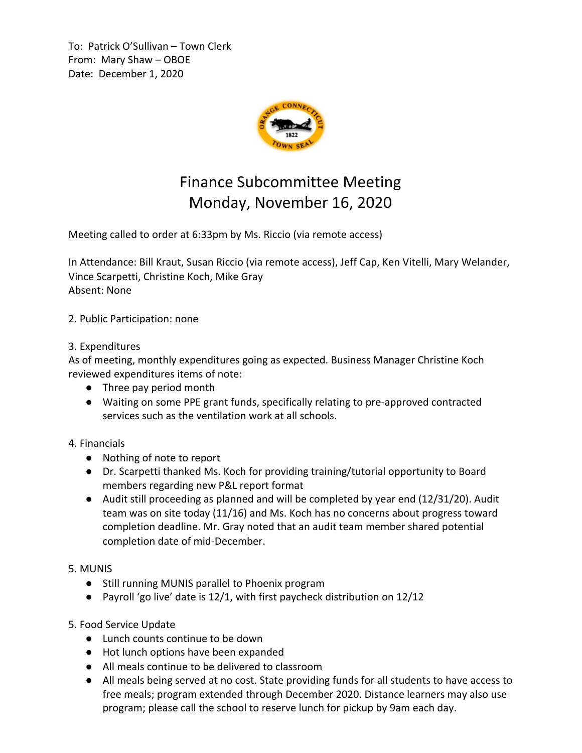To: Patrick O'Sullivan – Town Clerk
From: Mary Shaw – OBOE
Date: December 1, 2020

# Finance Subcommittee Meeting
# Monday, November 16, 2020

Meeting called to order at 6:33pm by Ms. Riccio (via remote access)

In Attendance: Bill Kraut, Susan Riccio (via remote access), Jeff Cap, Ken Vitelli, Mary Welander, Vince Scarpetti, Christine Koch, Mike Gray
Absent: None

2. Public Participation: none

3. Expenditures
As of meeting, monthly expenditures going as expected. Business Manager Christine Koch reviewed expenditures items of note:

- Three pay period month
- Waiting on some PPE grant funds, specifically relating to pre-approved contracted services such as the ventilation work at all schools.

4. Financials

- Nothing of note to report
- Dr. Scarpetti thanked Ms. Koch for providing training/tutorial opportunity to Board members regarding new P&L report format
- Audit still proceeding as planned and will be completed by year end (12/31/20). Audit team was on site today (11/16) and Ms. Koch has no concerns about progress toward completion deadline. Mr. Gray noted that an audit team member shared potential completion date of mid-December.

5. MUNIS

- Still running MUNIS parallel to Phoenix program
- Payroll 'go live' date is 12/1, with first paycheck distribution on 12/12

5. Food Service Update

- Lunch counts continue to be down
- Hot lunch options have been expanded
- All meals continue to be delivered to classroom
- All meals being served at no cost. State providing funds for all students to have access to free meals; program extended through December 2020. Distance learners may also use program; please call the school to reserve lunch for pickup by 9am each day.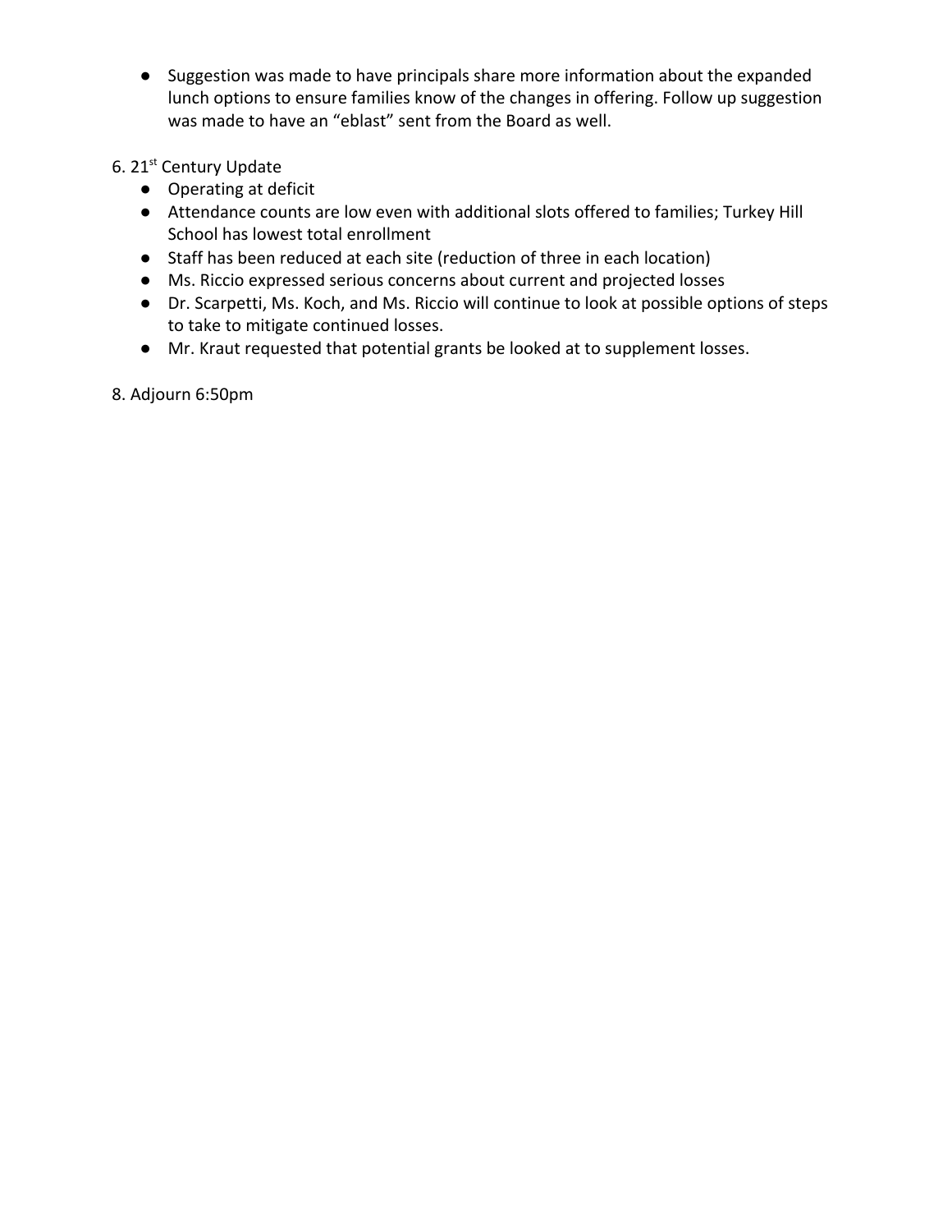- Suggestion was made to have principals share more information about the expanded lunch options to ensure families know of the changes in offering. Follow up suggestion was made to have an "eblast" sent from the Board as well.

6. 21st Century Update

- Operating at deficit
- Attendance counts are low even with additional slots offered to families; Turkey Hill School has lowest total enrollment
- Staff has been reduced at each site (reduction of three in each location)
- Ms. Riccio expressed serious concerns about current and projected losses
- Dr. Scarpetti, Ms. Koch, and Ms. Riccio will continue to look at possible options of steps to take to mitigate continued losses.
- Mr. Kraut requested that potential grants be looked at to supplement losses.

8. Adjourn 6:50pm